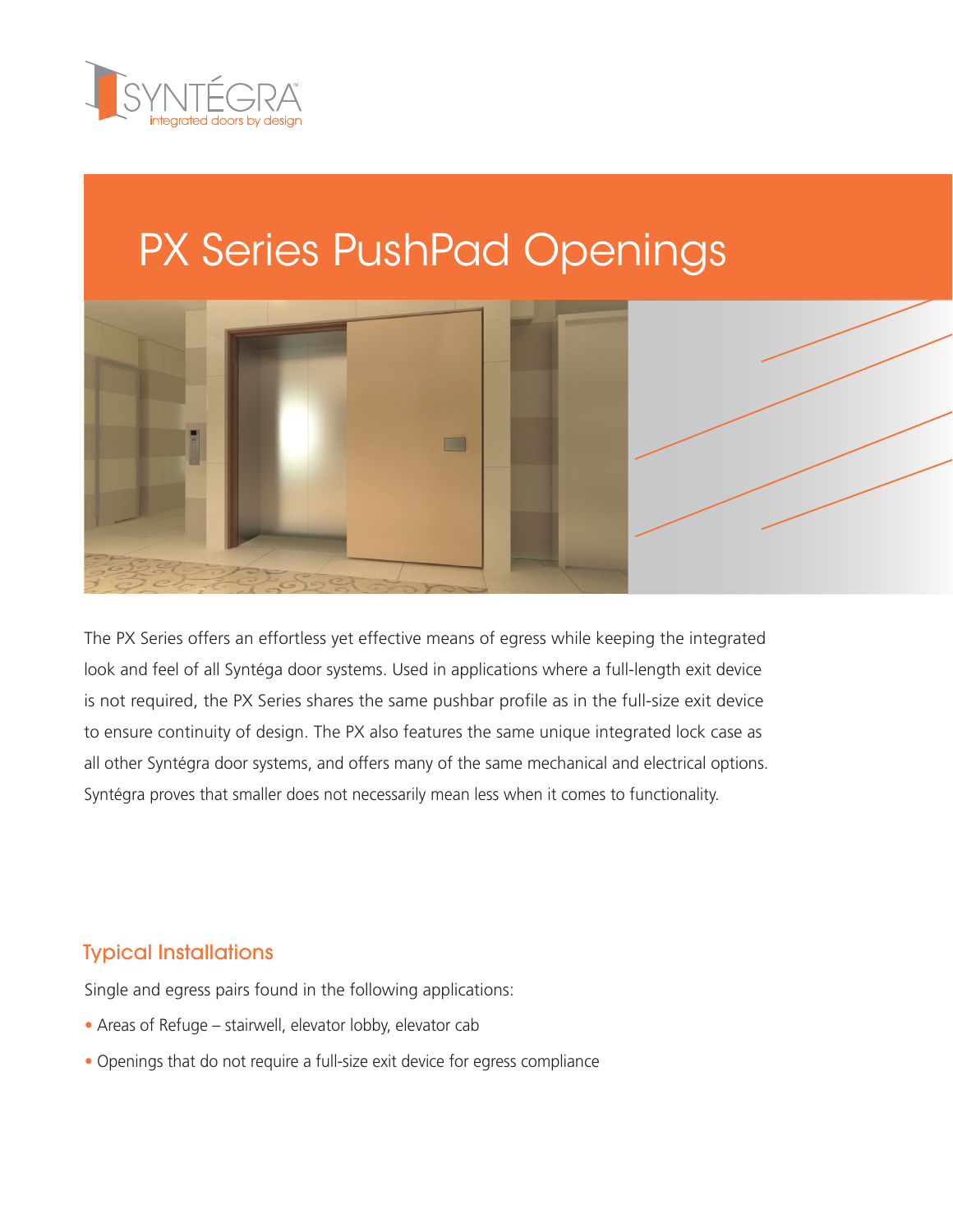# PX Series PushPad Openings

The PX Series offers an effortless yet effective means of egress while keeping the integrated look and feel of all Syntéga door systems. Used in applications where a full-length exit device is not required, the PX Series shares the same pushbar profile as in the full-size exit device to ensure continuity of design. The PX also features the same unique integrated lock case as all other Syntégra door systems, and offers many of the same mechanical and electrical options. Syntégra proves that smaller does not necessarily mean less when it comes to functionality.

## Typical Installations

Single and egress pairs found in the following applications:

- Areas of Refuge – stairwell, elevator lobby, elevator cab
- Openings that do not require a full-size exit device for egress compliance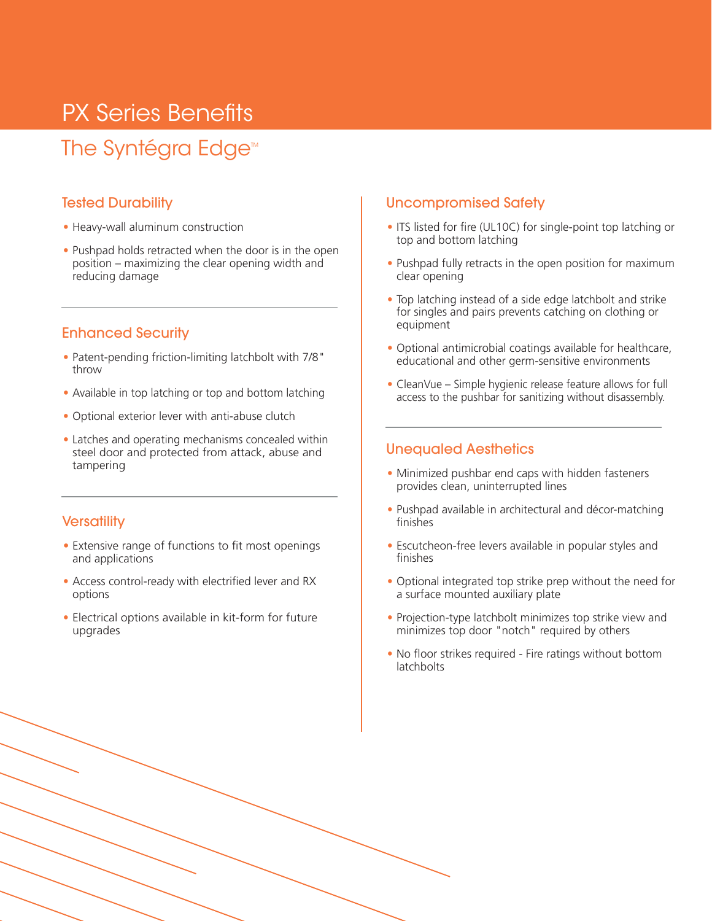# PX Series Benefits

## The Syntégra Edge™

### Tested Durability

- Heavy-wall aluminum construction
- Pushpad holds retracted when the door is in the open position – maximizing the clear opening width and reducing damage

### Enhanced Security

- Patent-pending friction-limiting latchbolt with 7/8" throw
- Available in top latching or top and bottom latching
- Optional exterior lever with anti-abuse clutch
- Latches and operating mechanisms concealed within steel door and protected from attack, abuse and tampering

### Versatility

- Extensive range of functions to fit most openings and applications
- Access control-ready with electrified lever and RX options
- Electrical options available in kit-form for future upgrades

### Uncompromised Safety

- ITS listed for fire (UL10C) for single-point top latching or top and bottom latching
- Pushpad fully retracts in the open position for maximum clear opening
- Top latching instead of a side edge latchbolt and strike for singles and pairs prevents catching on clothing or equipment
- Optional antimicrobial coatings available for healthcare, educational and other germ-sensitive environments
- CleanVue – Simple hygienic release feature allows for full access to the pushbar for sanitizing without disassembly.

### Unequaled Aesthetics

- Minimized pushbar end caps with hidden fasteners provides clean, uninterrupted lines
- Pushpad available in architectural and décor-matching finishes
- Escutcheon-free levers available in popular styles and finishes
- Optional integrated top strike prep without the need for a surface mounted auxiliary plate
- Projection-type latchbolt minimizes top strike view and minimizes top door "notch" required by others
- No floor strikes required - Fire ratings without bottom latchbolts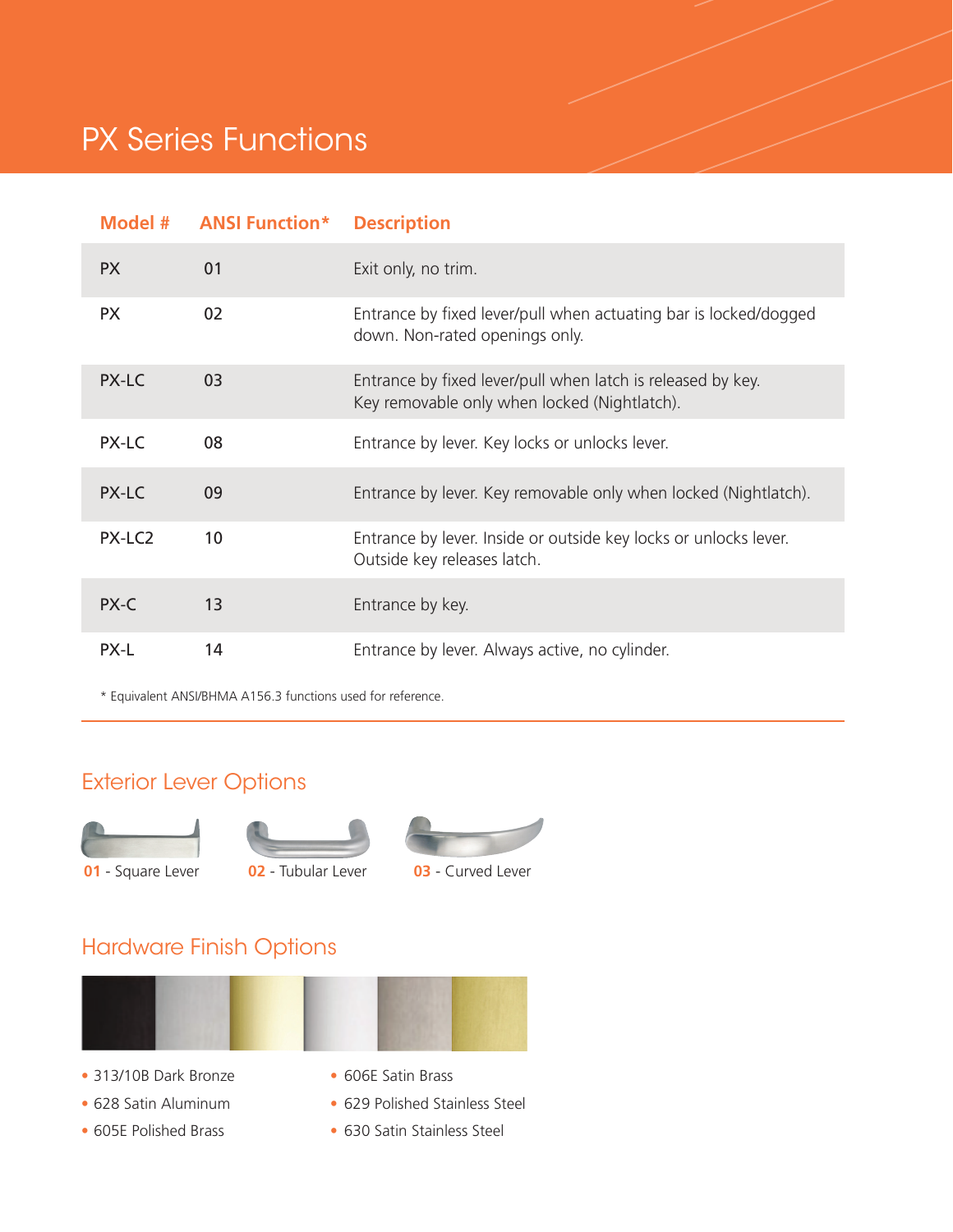# PX Series Functions

| Model # | ANSI Function* | Description |
|---|---|---|
| PX | 01 | Exit only, no trim. |
| PX | 02 | Entrance by fixed lever/pull when actuating bar is locked/dogged down. Non-rated openings only. |
| PX-LC | 03 | Entrance by fixed lever/pull when latch is released by key. Key removable only when locked (Nightlatch). |
| PX-LC | 08 | Entrance by lever. Key locks or unlocks lever. |
| PX-LC | 09 | Entrance by lever. Key removable only when locked (Nightlatch). |
| PX-LC2 | 10 | Entrance by lever. Inside or outside key locks or unlocks lever. Outside key releases latch. |
| PX-C | 13 | Entrance by key. |
| PX-L | 14 | Entrance by lever. Always active, no cylinder. |

* Equivalent ANSI/BHMA A156.3 functions used for reference.

## Exterior Lever Options

**01** - Square Lever

**02** - Tubular Lever

**03** - Curved Lever

## Hardware Finish Options

- 313/10B Dark Bronze
- 628 Satin Aluminum
- 605E Polished Brass
- 606E Satin Brass
- 629 Polished Stainless Steel
- 630 Satin Stainless Steel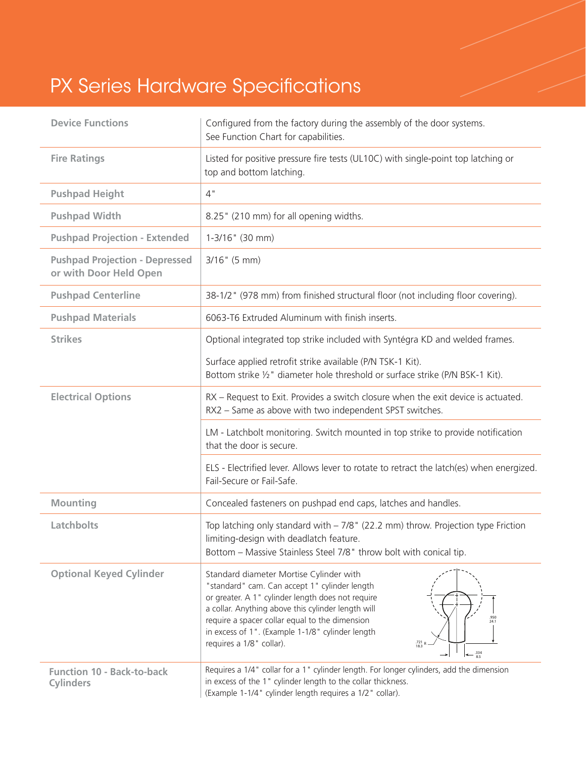# PX Series Hardware Specifications

| | |
|---|---|
| **Device Functions** | Configured from the factory during the assembly of the door systems. See Function Chart for capabilities. |
| **Fire Ratings** | Listed for positive pressure fire tests (UL10C) with single-point top latching or top and bottom latching. |
| **Pushpad Height** | 4" |
| **Pushpad Width** | 8.25" (210 mm) for all opening widths. |
| **Pushpad Projection - Extended** | 1-3/16" (30 mm) |
| **Pushpad Projection - Depressed or with Door Held Open** | 3/16" (5 mm) |
| **Pushpad Centerline** | 38-1/2" (978 mm) from finished structural floor (not including floor covering). |
| **Pushpad Materials** | 6063-T6 Extruded Aluminum with finish inserts. |
| **Strikes** | Optional integrated top strike included with Syntégra KD and welded frames.<br><br>Surface applied retrofit strike available (P/N TSK-1 Kit).<br>Bottom strike ½" diameter hole threshold or surface strike (P/N BSK-1 Kit). |
| **Electrical Options** | RX – Request to Exit. Provides a switch closure when the exit device is actuated.<br>RX2 – Same as above with two independent SPST switches. |
| | LM - Latchbolt monitoring. Switch mounted in top strike to provide notification that the door is secure. |
| | ELS - Electrified lever. Allows lever to rotate to retract the latch(es) when energized. Fail-Secure or Fail-Safe. |
| **Mounting** | Concealed fasteners on pushpad end caps, latches and handles. |
| **Latchbolts** | Top latching only standard with – 7/8" (22.2 mm) throw. Projection type Friction limiting-design with deadlatch feature.<br>Bottom – Massive Stainless Steel 7/8" throw bolt with conical tip. |
| **Optional Keyed Cylinder** | Standard diameter Mortise Cylinder with "standard" cam. Can accept 1" cylinder length or greater. A 1" cylinder length does not require a collar. Anything above this cylinder length will require a spacer collar equal to the dimension in excess of 1". (Example 1-1/8" cylinder length requires a 1/8" collar).<br>.950 24.1 / .721 R 18.3 / .334 8.5 |
| **Function 10 - Back-to-back Cylinders** | Requires a 1/4" collar for a 1" cylinder length. For longer cylinders, add the dimension in excess of the 1" cylinder length to the collar thickness.<br>(Example 1-1/4" cylinder length requires a 1/2" collar). |